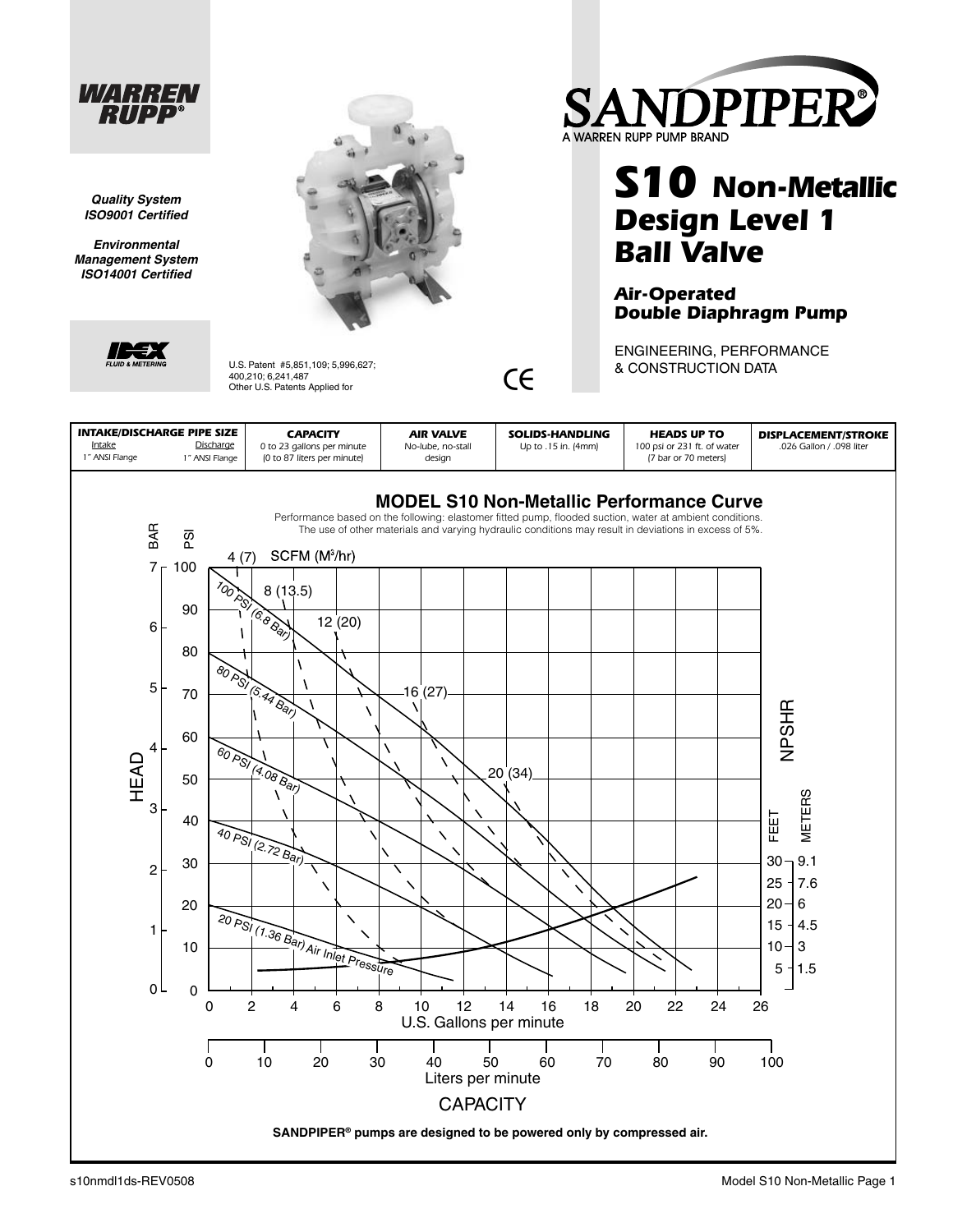**WARREN RUPP®**

*Quality System ISO9001 Certified*

*Environmental Management System ISO14001 Certified*

IDEX FLUID & METERING

U.S. Patent #5,851,109; 5,996,627; 400,210; 6,241,487
Other U.S. Patents Applied for

CE

# SANDPIPER®

A WARREN RUPP PUMP BRAND

## S10 Non-Metallic Design Level 1 Ball Valve

### Air-Operated Double Diaphragm Pump

ENGINEERING, PERFORMANCE & CONSTRUCTION DATA

| INTAKE/DISCHARGE PIPE SIZE | CAPACITY | AIR VALVE | SOLIDS-HANDLING | HEADS UP TO | DISPLACEMENT/STROKE |
|---|---|---|---|---|---|
| Intake: 1" ANSI Flange; Discharge: 1" ANSI Flange | 0 to 23 gallons per minute (0 to 87 liters per minute) | No-lube, no-stall design | Up to .15 in. (4mm) | 100 psi or 231 ft. of water (7 bar or 70 meters) | .026 Gallon / .098 liter |

## MODEL S10 Non-Metallic Performance Curve

Performance based on the following: elastomer fitted pump, flooded suction, water at ambient conditions. The use of other materials and varying hydraulic conditions may result in deviations in excess of 5%.

SCFM (M³/hr): 4 (7), 8 (13.5), 12 (20), 16 (27), 20 (34)

Air Inlet Pressure curves: 100 PSI (6.8 Bar), 80 PSI (5.44 Bar), 60 PSI (4.08 Bar), 40 PSI (2.72 Bar), 20 PSI (1.36 Bar) Air Inlet Pressure

HEAD: BAR 0–7; PSI 0–100

NPSHR: FEET 5, 10, 15, 20, 25, 30; METERS 1.5, 3, 4.5, 6, 7.6, 9.1

CAPACITY: U.S. Gallons per minute 0–26; Liters per minute 0–100

**SANDPIPER® pumps are designed to be powered only by compressed air.**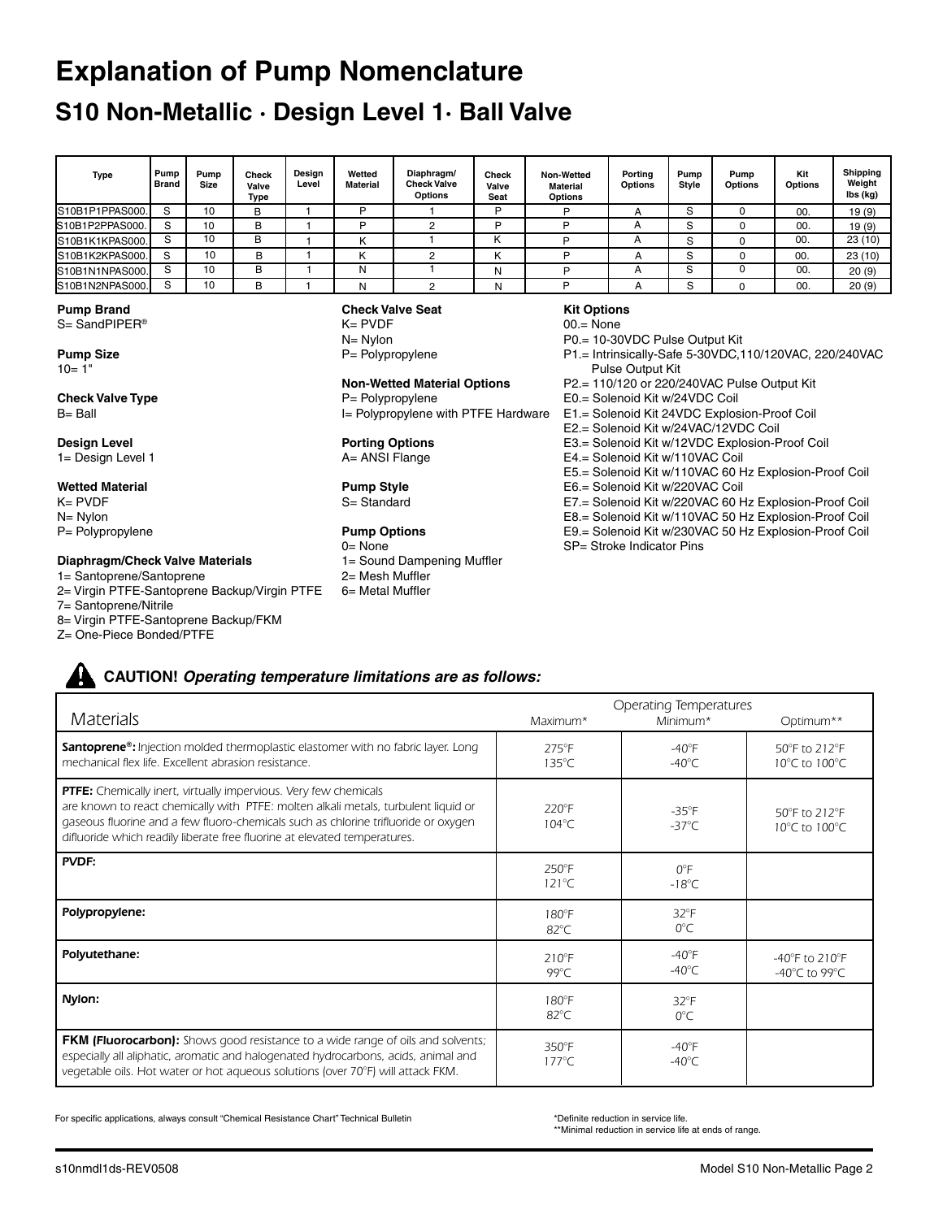# Explanation of Pump Nomenclature

## S10 Non-Metallic · Design Level 1· Ball Valve

| Type | Pump Brand | Pump Size | Check Valve Type | Design Level | Wetted Material | Diaphragm/ Check Valve Options | Check Valve Seat | Non-Wetted Material Options | Porting Options | Pump Style | Pump Options | Kit Options | Shipping Weight lbs (kg) |
|---|---|---|---|---|---|---|---|---|---|---|---|---|---|
| S10B1P1PPAS000. | S | 10 | B | 1 | P | 1 | P | P | A | S | 0 | 00. | 19 (9) |
| S10B1P2PPAS000. | S | 10 | B | 1 | P | 2 | P | P | A | S | 0 | 00. | 19 (9) |
| S10B1K1KPAS000. | S | 10 | B | 1 | K | 1 | K | P | A | S | 0 | 00. | 23 (10) |
| S10B1K2KPAS000. | S | 10 | B | 1 | K | 2 | K | P | A | S | 0 | 00. | 23 (10) |
| S10B1N1NPAS000. | S | 10 | B | 1 | N | 1 | N | P | A | S | 0 | 00. | 20 (9) |
| S10B1N2NPAS000. | S | 10 | B | 1 | N | 2 | N | P | A | S | 0 | 00. | 20 (9) |

**Pump Brand**
S= SandPIPER®

**Pump Size**
10= 1"

**Check Valve Type**
B= Ball

**Design Level**
1= Design Level 1

**Wetted Material**
K= PVDF
N= Nylon
P= Polypropylene

**Diaphragm/Check Valve Materials**
1= Santoprene/Santoprene
2= Virgin PTFE-Santoprene Backup/Virgin PTFE
7= Santoprene/Nitrile
8= Virgin PTFE-Santoprene Backup/FKM
Z= One-Piece Bonded/PTFE

**Check Valve Seat**
K= PVDF
N= Nylon
P= Polypropylene

**Non-Wetted Material Options**
P= Polypropylene
I= Polypropylene with PTFE Hardware

**Porting Options**
A= ANSI Flange

**Pump Style**
S= Standard

**Pump Options**
0= None
1= Sound Dampening Muffler
2= Mesh Muffler
6= Metal Muffler

**Kit Options**
00.= None
P0.= 10-30VDC Pulse Output Kit
P1.= Intrinsically-Safe 5-30VDC,110/120VAC, 220/240VAC Pulse Output Kit
P2.= 110/120 or 220/240VAC Pulse Output Kit
E0.= Solenoid Kit w/24VDC Coil
E1.= Solenoid Kit 24VDC Explosion-Proof Coil
E2.= Solenoid Kit w/24VAC/12VDC Coil
E3.= Solenoid Kit w/12VDC Explosion-Proof Coil
E4.= Solenoid Kit w/110VAC Coil
E5.= Solenoid Kit w/110VAC 60 Hz Explosion-Proof Coil
E6.= Solenoid Kit w/220VAC Coil
E7.= Solenoid Kit w/220VAC 60 Hz Explosion-Proof Coil
E8.= Solenoid Kit w/110VAC 50 Hz Explosion-Proof Coil
E9.= Solenoid Kit w/230VAC 50 Hz Explosion-Proof Coil
SP= Stroke Indicator Pins

**CAUTION!** ***Operating temperature limitations are as follows:***

| Materials | Operating Temperatures | | |
|---|---|---|---|
| | Maximum* | Minimum* | Optimum** |
| **Santoprene®:** Injection molded thermoplastic elastomer with no fabric layer. Long mechanical flex life. Excellent abrasion resistance. | 275°F 135°C | -40°F -40°C | 50°F to 212°F 10°C to 100°C |
| **PTFE:** Chemically inert, virtually impervious. Very few chemicals are known to react chemically with PTFE: molten alkali metals, turbulent liquid or gaseous fluorine and a few fluoro-chemicals such as chlorine trifluoride or oxygen difluoride which readily liberate free fluorine at elevated temperatures. | 220°F 104°C | -35°F -37°C | 50°F to 212°F 10°C to 100°C |
| **PVDF:** | 250°F 121°C | 0°F -18°C | |
| **Polypropylene:** | 180°F 82°C | 32°F 0°C | |
| **Polyutethane:** | 210°F 99°C | -40°F -40°C | -40°F to 210°F -40°C to 99°C |
| **Nylon:** | 180°F 82°C | 32°F 0°C | |
| **FKM (Fluorocarbon):** Shows good resistance to a wide range of oils and solvents; especially all aliphatic, aromatic and halogenated hydrocarbons, acids, animal and vegetable oils. Hot water or hot aqueous solutions (over 70°F) will attack FKM. | 350°F 177°C | -40°F -40°C | |

For specific applications, always consult "Chemical Resistance Chart" Technical Bulletin

*Definite reduction in service life.
**Minimal reduction in service life at ends of range.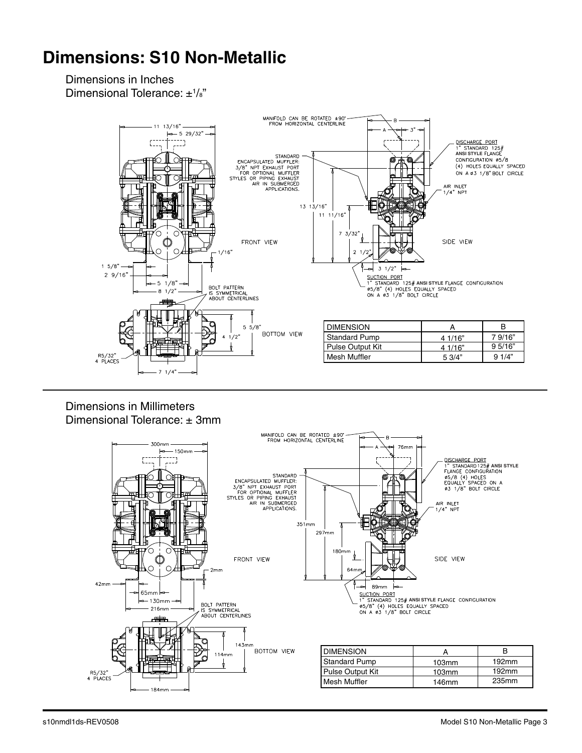# Dimensions: S10 Non-Metallic

Dimensions in Inches
Dimensional Tolerance: ±1/8"

MANIFOLD CAN BE ROTATED ±90° FROM HORIZONTAL CENTERLINE

B
A
3"

DISCHARGE PORT
1" STANDARD 125# ANSI STYLE FLANGE CONFIGURATION ø5/8 (4) HOLES EQUALLY SPACED ON A ø3 1/8" BOLT CIRCLE

STANDARD ENCAPSULATED MUFFLER: 3/8" NPT EXHAUST PORT FOR OPTIONAL MUFFLER STYLES OR PIPING EXHAUST AIR IN SUBMERGED APPLICATIONS.

AIR INLET
1/4" NPT

11 13/16"
5 29/32"
13 13/16"
11 11/16"
7 3/32"
2 1/2"
3 1/2"
1/16"
1 5/8"
2 9/16"
5 1/8"
8 1/2"

FRONT VIEW

SIDE VIEW

SUCTION PORT
1" STANDARD 125# ANSI STYLE FLANGE CONFIGURATION ø5/8" (4) HOLES EQUALLY SPACED ON A ø3 1/8" BOLT CIRCLE

BOLT PATTERN IS SYMMETRICAL ABOUT CENTERLINES

5 5/8"
4 1/2"
R5/32" 4 PLACES
7 1/4"

BOTTOM VIEW

| DIMENSION | A | B |
|---|---|---|
| Standard Pump | 4 1/16" | 7 9/16" |
| Pulse Output Kit | 4 1/16" | 9 5/16" |
| Mesh Muffler | 5 3/4" | 9 1/4" |

Dimensions in Millimeters
Dimensional Tolerance: ± 3mm

MANIFOLD CAN BE ROTATED ±90° FROM HORIZONTAL CENTERLINE

B
A
76mm

DISCHARGE PORT
1" STANDARD 125# ANSI STYLE FLANGE CONFIGURATION ø5/8 (4) HOLES EQUALLY SPACED ON A ø3 1/8" BOLT CIRCLE

STANDARD ENCAPSULATED MUFFLER: 3/8" NPT EXHAUST PORT FOR OPTIONAL MUFFLER STYLES OR PIPING EXHAUST AIR IN SUBMERGED APPLICATIONS.

AIR INLET
1/4" NPT

300mm
150mm
351mm
297mm
180mm
64mm
89mm
2mm
42mm
65mm
130mm
216mm

FRONT VIEW

SIDE VIEW

SUCTION PORT
1" STANDARD 125# ANSI STYLE FLANGE CONFIGURATION ø5/8" (4) HOLES EQUALLY SPACED ON A ø3 1/8" BOLT CIRCLE

BOLT PATTERN IS SYMMETRICAL ABOUT CENTERLINES

143mm
114mm
R5/32" 4 PLACES
184mm

BOTTOM VIEW

| DIMENSION | A | B |
|---|---|---|
| Standard Pump | 103mm | 192mm |
| Pulse Output Kit | 103mm | 192mm |
| Mesh Muffler | 146mm | 235mm |

s10nmdl1ds-REV0508